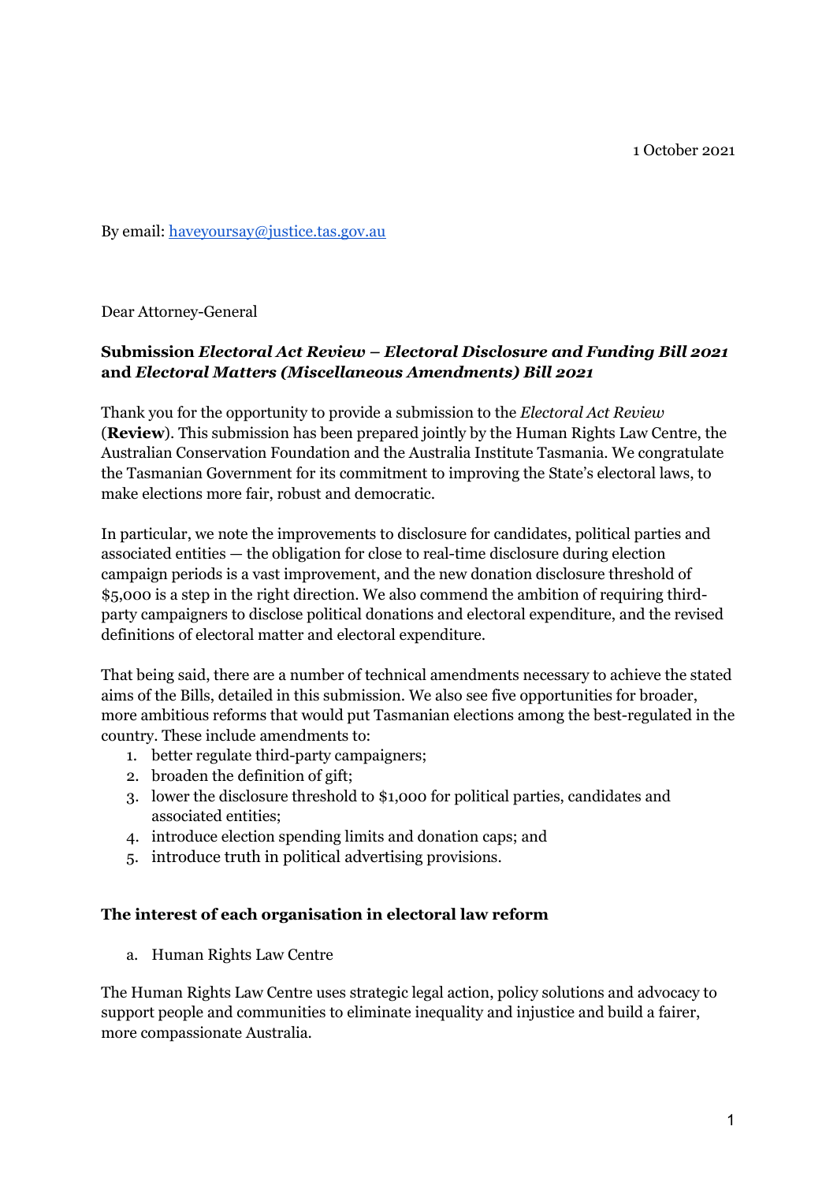1 October 2021

By email: haveyoursay@justice.tas.gov.au

Dear Attorney-General

**Submission *Electoral Act Review – Electoral Disclosure and Funding Bill 2021* and *Electoral Matters (Miscellaneous Amendments) Bill 2021***

Thank you for the opportunity to provide a submission to the *Electoral Act Review* (**Review**). This submission has been prepared jointly by the Human Rights Law Centre, the Australian Conservation Foundation and the Australia Institute Tasmania. We congratulate the Tasmanian Government for its commitment to improving the State's electoral laws, to make elections more fair, robust and democratic.

In particular, we note the improvements to disclosure for candidates, political parties and associated entities — the obligation for close to real-time disclosure during election campaign periods is a vast improvement, and the new donation disclosure threshold of $5,000 is a step in the right direction. We also commend the ambition of requiring third-party campaigners to disclose political donations and electoral expenditure, and the revised definitions of electoral matter and electoral expenditure.

That being said, there are a number of technical amendments necessary to achieve the stated aims of the Bills, detailed in this submission. We also see five opportunities for broader, more ambitious reforms that would put Tasmanian elections among the best-regulated in the country. These include amendments to:

1. better regulate third-party campaigners;
2. broaden the definition of gift;
3. lower the disclosure threshold to $1,000 for political parties, candidates and associated entities;
4. introduce election spending limits and donation caps; and
5. introduce truth in political advertising provisions.

**The interest of each organisation in electoral law reform**

a. Human Rights Law Centre

The Human Rights Law Centre uses strategic legal action, policy solutions and advocacy to support people and communities to eliminate inequality and injustice and build a fairer, more compassionate Australia.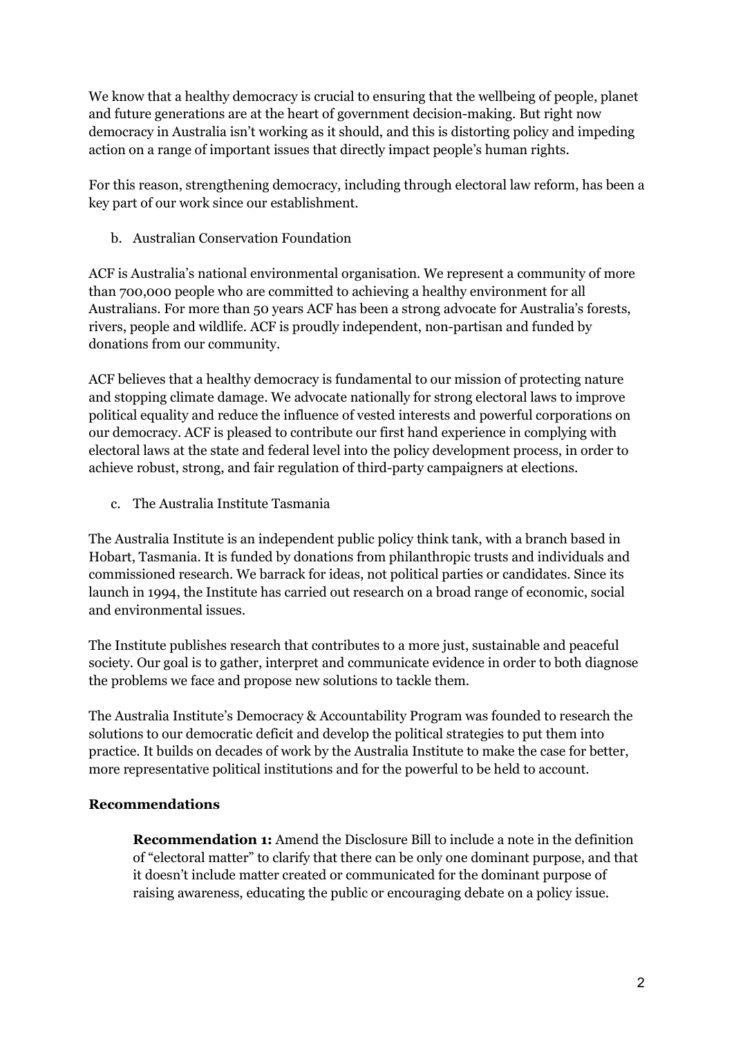We know that a healthy democracy is crucial to ensuring that the wellbeing of people, planet and future generations are at the heart of government decision-making. But right now democracy in Australia isn't working as it should, and this is distorting policy and impeding action on a range of important issues that directly impact people's human rights.

For this reason, strengthening democracy, including through electoral law reform, has been a key part of our work since our establishment.

b. Australian Conservation Foundation

ACF is Australia's national environmental organisation. We represent a community of more than 700,000 people who are committed to achieving a healthy environment for all Australians. For more than 50 years ACF has been a strong advocate for Australia's forests, rivers, people and wildlife. ACF is proudly independent, non-partisan and funded by donations from our community.

ACF believes that a healthy democracy is fundamental to our mission of protecting nature and stopping climate damage. We advocate nationally for strong electoral laws to improve political equality and reduce the influence of vested interests and powerful corporations on our democracy. ACF is pleased to contribute our first hand experience in complying with electoral laws at the state and federal level into the policy development process, in order to achieve robust, strong, and fair regulation of third-party campaigners at elections.

c. The Australia Institute Tasmania

The Australia Institute is an independent public policy think tank, with a branch based in Hobart, Tasmania. It is funded by donations from philanthropic trusts and individuals and commissioned research. We barrack for ideas, not political parties or candidates. Since its launch in 1994, the Institute has carried out research on a broad range of economic, social and environmental issues.

The Institute publishes research that contributes to a more just, sustainable and peaceful society. Our goal is to gather, interpret and communicate evidence in order to both diagnose the problems we face and propose new solutions to tackle them.

The Australia Institute's Democracy & Accountability Program was founded to research the solutions to our democratic deficit and develop the political strategies to put them into practice. It builds on decades of work by the Australia Institute to make the case for better, more representative political institutions and for the powerful to be held to account.

## Recommendations

**Recommendation 1:** Amend the Disclosure Bill to include a note in the definition of "electoral matter" to clarify that there can be only one dominant purpose, and that it doesn't include matter created or communicated for the dominant purpose of raising awareness, educating the public or encouraging debate on a policy issue.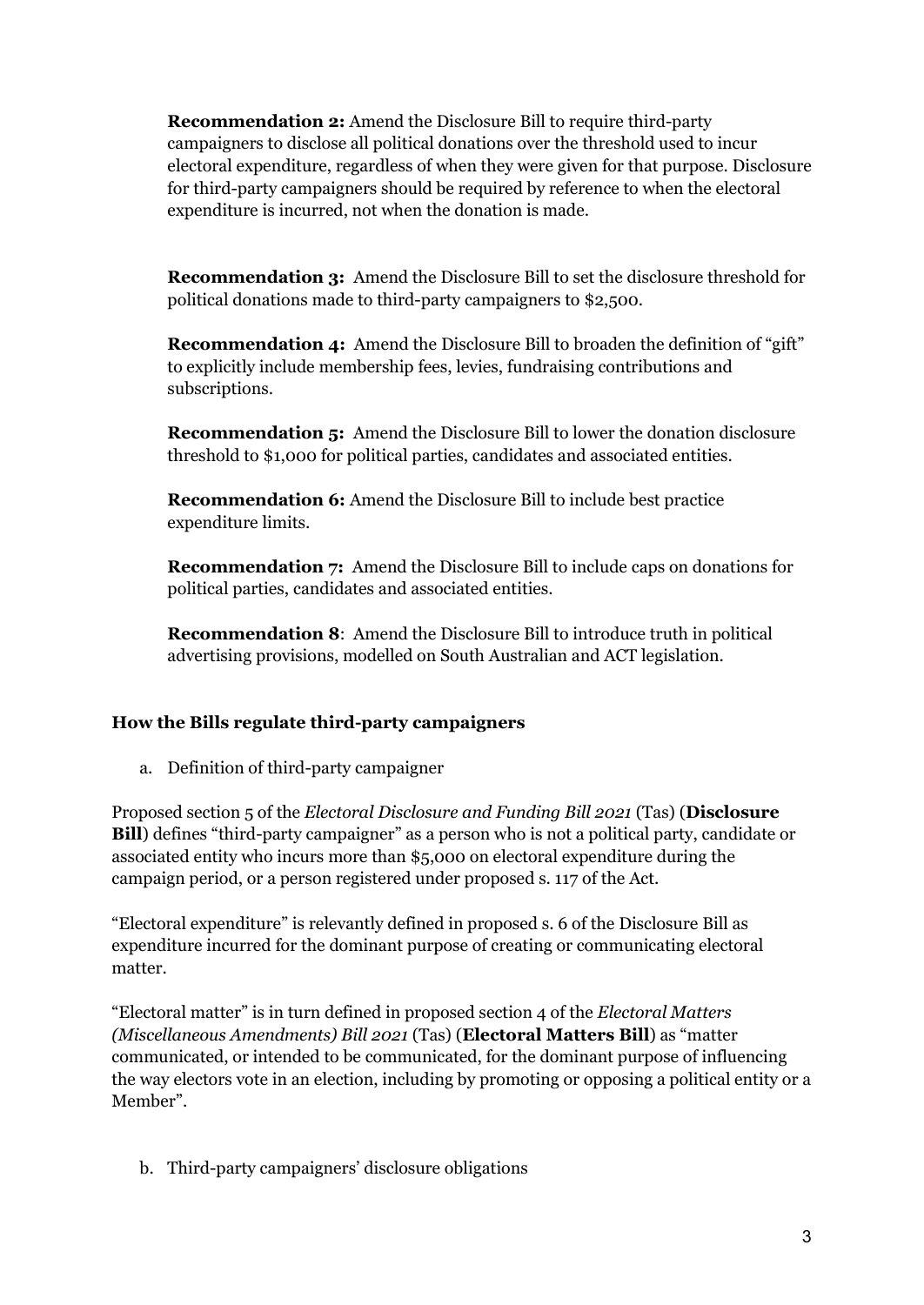**Recommendation 2:** Amend the Disclosure Bill to require third-party campaigners to disclose all political donations over the threshold used to incur electoral expenditure, regardless of when they were given for that purpose. Disclosure for third-party campaigners should be required by reference to when the electoral expenditure is incurred, not when the donation is made.

**Recommendation 3:** Amend the Disclosure Bill to set the disclosure threshold for political donations made to third-party campaigners to $2,500.

**Recommendation 4:** Amend the Disclosure Bill to broaden the definition of "gift" to explicitly include membership fees, levies, fundraising contributions and subscriptions.

**Recommendation 5:** Amend the Disclosure Bill to lower the donation disclosure threshold to $1,000 for political parties, candidates and associated entities.

**Recommendation 6:** Amend the Disclosure Bill to include best practice expenditure limits.

**Recommendation 7:** Amend the Disclosure Bill to include caps on donations for political parties, candidates and associated entities.

**Recommendation 8**: Amend the Disclosure Bill to introduce truth in political advertising provisions, modelled on South Australian and ACT legislation.

### How the Bills regulate third-party campaigners

a. Definition of third-party campaigner

Proposed section 5 of the *Electoral Disclosure and Funding Bill 2021* (Tas) (**Disclosure Bill**) defines "third-party campaigner" as a person who is not a political party, candidate or associated entity who incurs more than $5,000 on electoral expenditure during the campaign period, or a person registered under proposed s. 117 of the Act.

"Electoral expenditure" is relevantly defined in proposed s. 6 of the Disclosure Bill as expenditure incurred for the dominant purpose of creating or communicating electoral matter.

"Electoral matter" is in turn defined in proposed section 4 of the *Electoral Matters (Miscellaneous Amendments) Bill 2021* (Tas) (**Electoral Matters Bill**) as "matter communicated, or intended to be communicated, for the dominant purpose of influencing the way electors vote in an election, including by promoting or opposing a political entity or a Member".

b. Third-party campaigners' disclosure obligations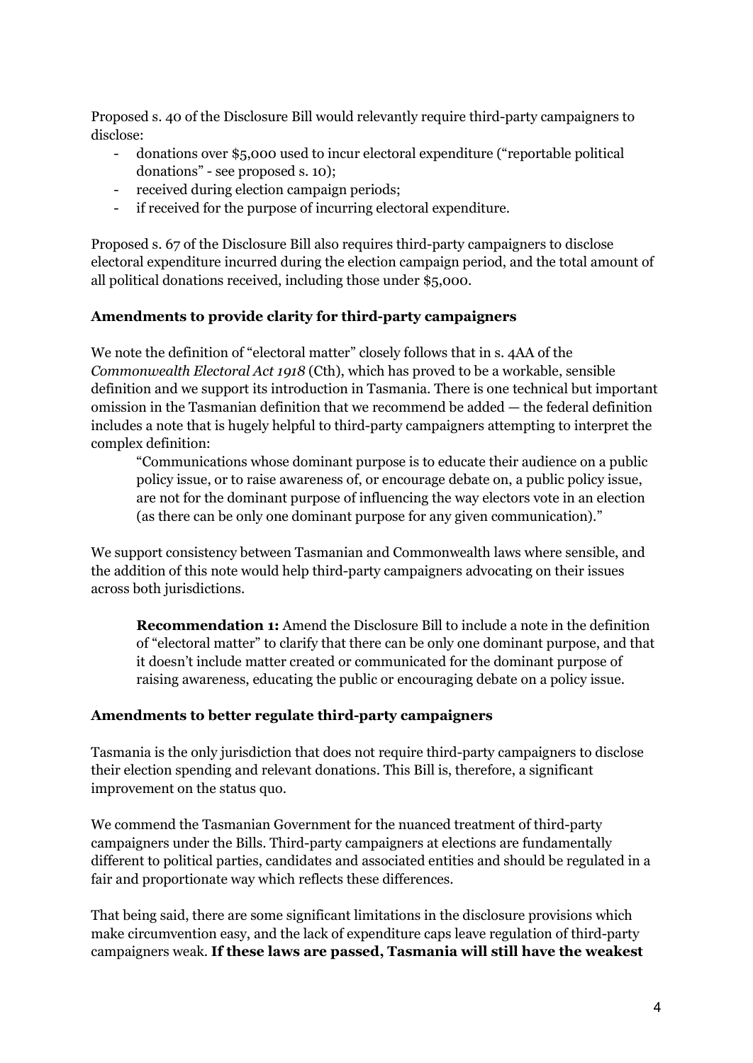Proposed s. 40 of the Disclosure Bill would relevantly require third-party campaigners to disclose:

- donations over $5,000 used to incur electoral expenditure ("reportable political donations" - see proposed s. 10);
- received during election campaign periods;
- if received for the purpose of incurring electoral expenditure.

Proposed s. 67 of the Disclosure Bill also requires third-party campaigners to disclose electoral expenditure incurred during the election campaign period, and the total amount of all political donations received, including those under $5,000.

### Amendments to provide clarity for third-party campaigners

We note the definition of "electoral matter" closely follows that in s. 4AA of the *Commonwealth Electoral Act 1918* (Cth), which has proved to be a workable, sensible definition and we support its introduction in Tasmania. There is one technical but important omission in the Tasmanian definition that we recommend be added — the federal definition includes a note that is hugely helpful to third-party campaigners attempting to interpret the complex definition:

> "Communications whose dominant purpose is to educate their audience on a public policy issue, or to raise awareness of, or encourage debate on, a public policy issue, are not for the dominant purpose of influencing the way electors vote in an election (as there can be only one dominant purpose for any given communication)."

We support consistency between Tasmanian and Commonwealth laws where sensible, and the addition of this note would help third-party campaigners advocating on their issues across both jurisdictions.

> **Recommendation 1:** Amend the Disclosure Bill to include a note in the definition of "electoral matter" to clarify that there can be only one dominant purpose, and that it doesn't include matter created or communicated for the dominant purpose of raising awareness, educating the public or encouraging debate on a policy issue.

### Amendments to better regulate third-party campaigners

Tasmania is the only jurisdiction that does not require third-party campaigners to disclose their election spending and relevant donations. This Bill is, therefore, a significant improvement on the status quo.

We commend the Tasmanian Government for the nuanced treatment of third-party campaigners under the Bills. Third-party campaigners at elections are fundamentally different to political parties, candidates and associated entities and should be regulated in a fair and proportionate way which reflects these differences.

That being said, there are some significant limitations in the disclosure provisions which make circumvention easy, and the lack of expenditure caps leave regulation of third-party campaigners weak. **If these laws are passed, Tasmania will still have the weakest**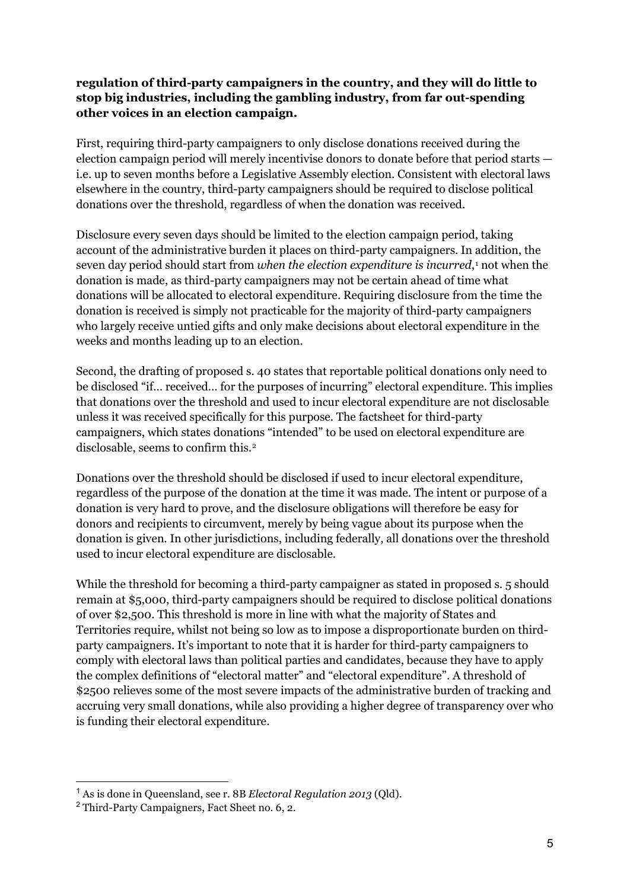**regulation of third-party campaigners in the country, and they will do little to stop big industries, including the gambling industry, from far out-spending other voices in an election campaign.**

First, requiring third-party campaigners to only disclose donations received during the election campaign period will merely incentivise donors to donate before that period starts — i.e. up to seven months before a Legislative Assembly election. Consistent with electoral laws elsewhere in the country, third-party campaigners should be required to disclose political donations over the threshold, regardless of when the donation was received.

Disclosure every seven days should be limited to the election campaign period, taking account of the administrative burden it places on third-party campaigners. In addition, the seven day period should start from *when the election expenditure is incurred*,[1] not when the donation is made, as third-party campaigners may not be certain ahead of time what donations will be allocated to electoral expenditure. Requiring disclosure from the time the donation is received is simply not practicable for the majority of third-party campaigners who largely receive untied gifts and only make decisions about electoral expenditure in the weeks and months leading up to an election.

Second, the drafting of proposed s. 40 states that reportable political donations only need to be disclosed "if… received… for the purposes of incurring" electoral expenditure. This implies that donations over the threshold and used to incur electoral expenditure are not disclosable unless it was received specifically for this purpose. The factsheet for third-party campaigners, which states donations "intended" to be used on electoral expenditure are disclosable, seems to confirm this.[2]

Donations over the threshold should be disclosed if used to incur electoral expenditure, regardless of the purpose of the donation at the time it was made. The intent or purpose of a donation is very hard to prove, and the disclosure obligations will therefore be easy for donors and recipients to circumvent, merely by being vague about its purpose when the donation is given. In other jurisdictions, including federally, all donations over the threshold used to incur electoral expenditure are disclosable.

While the threshold for becoming a third-party campaigner as stated in proposed s. 5 should remain at $5,000, third-party campaigners should be required to disclose political donations of over $2,500. This threshold is more in line with what the majority of States and Territories require, whilst not being so low as to impose a disproportionate burden on third-party campaigners. It's important to note that it is harder for third-party campaigners to comply with electoral laws than political parties and candidates, because they have to apply the complex definitions of "electoral matter" and "electoral expenditure". A threshold of $2500 relieves some of the most severe impacts of the administrative burden of tracking and accruing very small donations, while also providing a higher degree of transparency over who is funding their electoral expenditure.

---

[1] As is done in Queensland, see r. 8B *Electoral Regulation 2013* (Qld).

[2] Third-Party Campaigners, Fact Sheet no. 6, 2.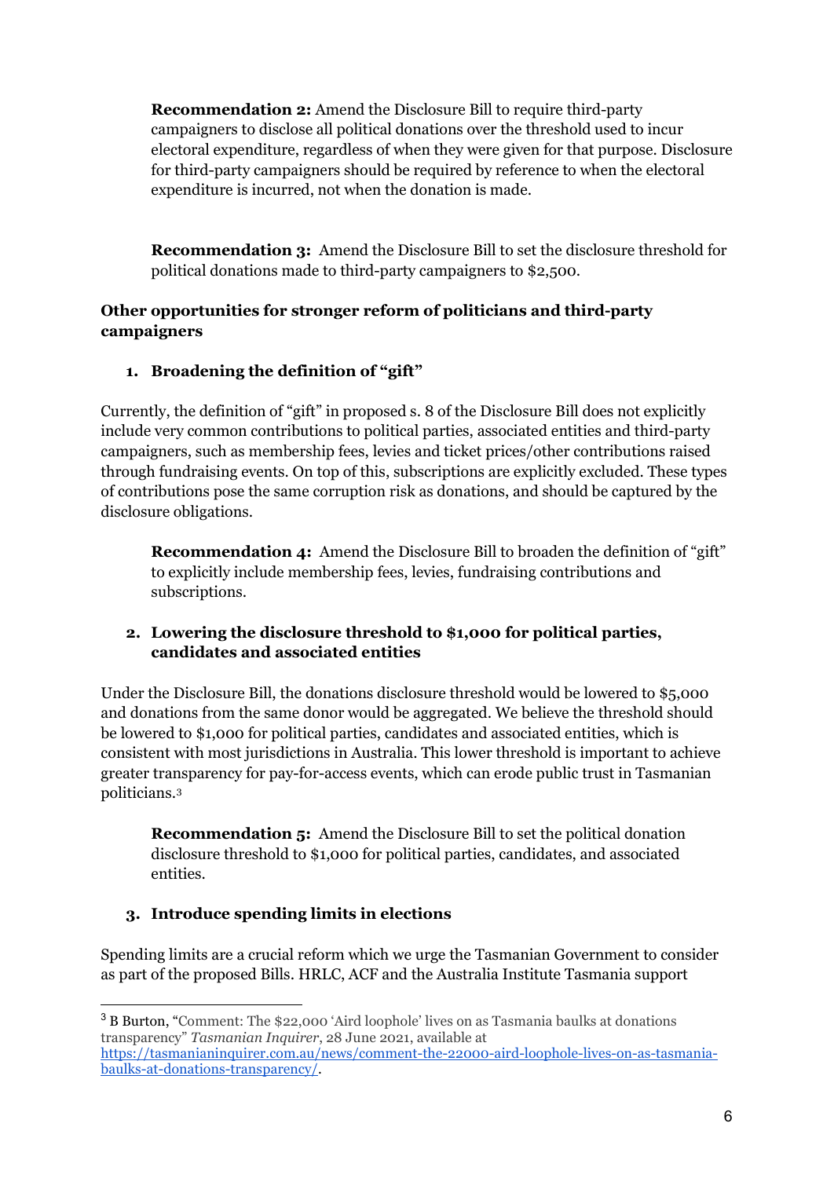**Recommendation 2:** Amend the Disclosure Bill to require third-party campaigners to disclose all political donations over the threshold used to incur electoral expenditure, regardless of when they were given for that purpose. Disclosure for third-party campaigners should be required by reference to when the electoral expenditure is incurred, not when the donation is made.

**Recommendation 3:** Amend the Disclosure Bill to set the disclosure threshold for political donations made to third-party campaigners to $2,500.

## Other opportunities for stronger reform of politicians and third-party campaigners

### 1. Broadening the definition of "gift"

Currently, the definition of "gift" in proposed s. 8 of the Disclosure Bill does not explicitly include very common contributions to political parties, associated entities and third-party campaigners, such as membership fees, levies and ticket prices/other contributions raised through fundraising events. On top of this, subscriptions are explicitly excluded. These types of contributions pose the same corruption risk as donations, and should be captured by the disclosure obligations.

**Recommendation 4:** Amend the Disclosure Bill to broaden the definition of "gift" to explicitly include membership fees, levies, fundraising contributions and subscriptions.

### 2. Lowering the disclosure threshold to $1,000 for political parties, candidates and associated entities

Under the Disclosure Bill, the donations disclosure threshold would be lowered to $5,000 and donations from the same donor would be aggregated. We believe the threshold should be lowered to $1,000 for political parties, candidates and associated entities, which is consistent with most jurisdictions in Australia. This lower threshold is important to achieve greater transparency for pay-for-access events, which can erode public trust in Tasmanian politicians.[3]

**Recommendation 5:** Amend the Disclosure Bill to set the political donation disclosure threshold to $1,000 for political parties, candidates, and associated entities.

### 3. Introduce spending limits in elections

Spending limits are a crucial reform which we urge the Tasmanian Government to consider as part of the proposed Bills. HRLC, ACF and the Australia Institute Tasmania support

---

[3] B Burton, "Comment: The $22,000 'Aird loophole' lives on as Tasmania baulks at donations transparency" *Tasmanian Inquirer*, 28 June 2021, available at https://tasmanianinquirer.com.au/news/comment-the-22000-aird-loophole-lives-on-as-tasmania-baulks-at-donations-transparency/.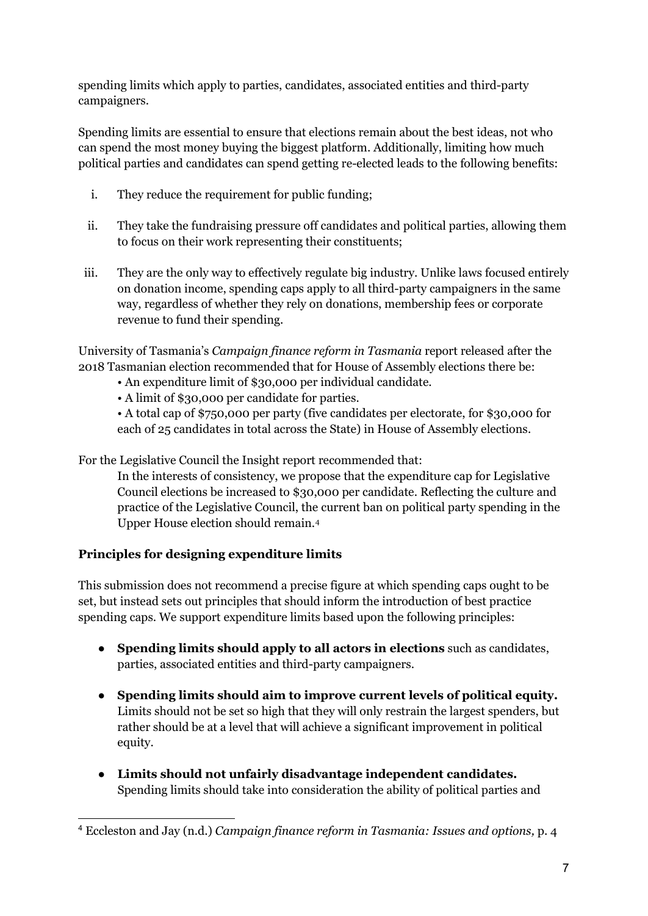spending limits which apply to parties, candidates, associated entities and third-party campaigners.

Spending limits are essential to ensure that elections remain about the best ideas, not who can spend the most money buying the biggest platform. Additionally, limiting how much political parties and candidates can spend getting re-elected leads to the following benefits:

i. They reduce the requirement for public funding;

ii. They take the fundraising pressure off candidates and political parties, allowing them to focus on their work representing their constituents;

iii. They are the only way to effectively regulate big industry. Unlike laws focused entirely on donation income, spending caps apply to all third-party campaigners in the same way, regardless of whether they rely on donations, membership fees or corporate revenue to fund their spending.

University of Tasmania's *Campaign finance reform in Tasmania* report released after the 2018 Tasmanian election recommended that for House of Assembly elections there be:

- An expenditure limit of $30,000 per individual candidate.
- A limit of $30,000 per candidate for parties.
- A total cap of $750,000 per party (five candidates per electorate, for $30,000 for each of 25 candidates in total across the State) in House of Assembly elections.

For the Legislative Council the Insight report recommended that:

> In the interests of consistency, we propose that the expenditure cap for Legislative Council elections be increased to $30,000 per candidate. Reflecting the culture and practice of the Legislative Council, the current ban on political party spending in the Upper House election should remain.[4]

**Principles for designing expenditure limits**

This submission does not recommend a precise figure at which spending caps ought to be set, but instead sets out principles that should inform the introduction of best practice spending caps. We support expenditure limits based upon the following principles:

- **Spending limits should apply to all actors in elections** such as candidates, parties, associated entities and third-party campaigners.
- **Spending limits should aim to improve current levels of political equity.** Limits should not be set so high that they will only restrain the largest spenders, but rather should be at a level that will achieve a significant improvement in political equity.
- **Limits should not unfairly disadvantage independent candidates.** Spending limits should take into consideration the ability of political parties and

[4] Eccleston and Jay (n.d.) *Campaign finance reform in Tasmania: Issues and options,* p. 4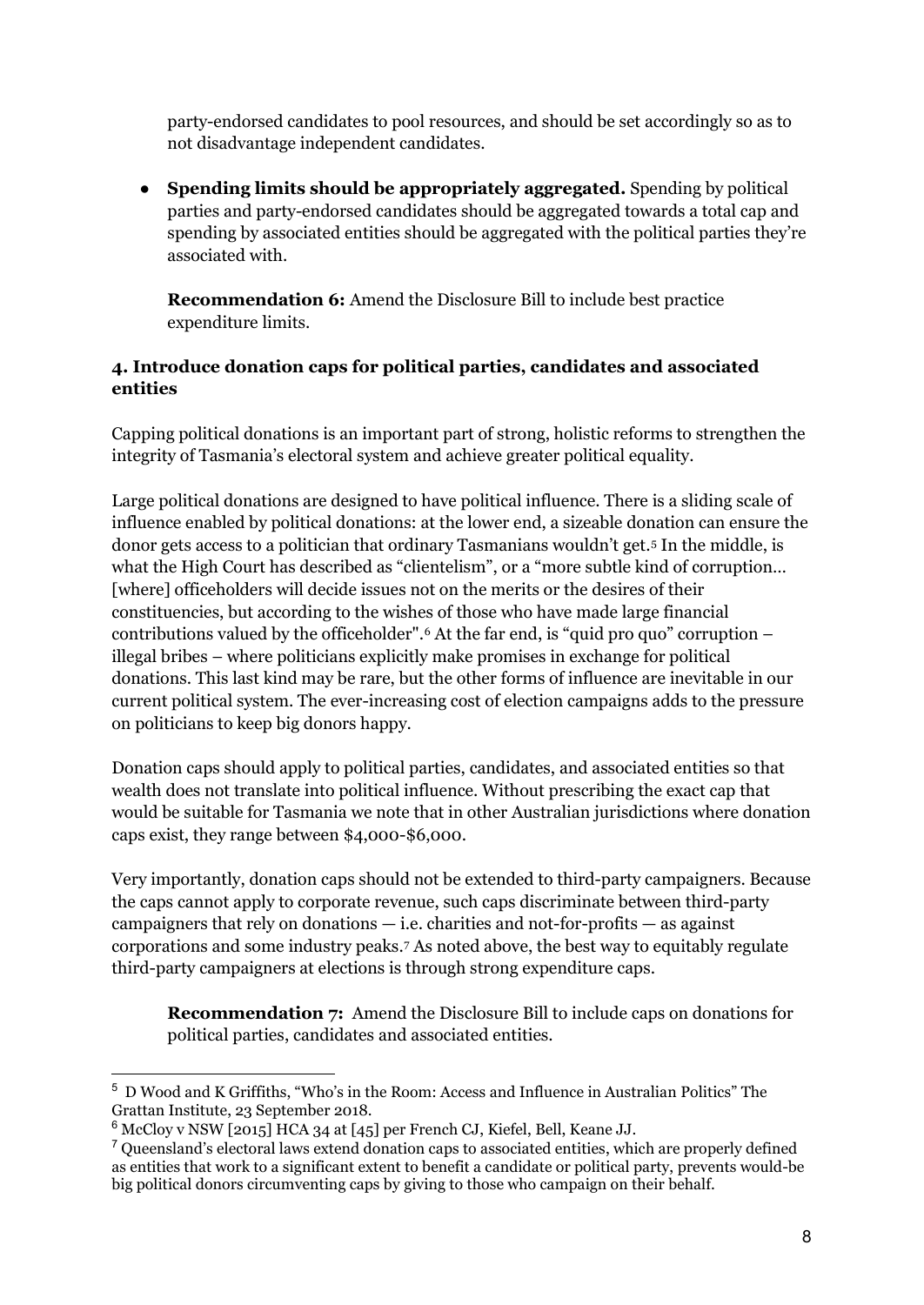party-endorsed candidates to pool resources, and should be set accordingly so as to not disadvantage independent candidates.

- **Spending limits should be appropriately aggregated.** Spending by political parties and party-endorsed candidates should be aggregated towards a total cap and spending by associated entities should be aggregated with the political parties they're associated with.

  **Recommendation 6:** Amend the Disclosure Bill to include best practice expenditure limits.

#### 4. Introduce donation caps for political parties, candidates and associated entities

Capping political donations is an important part of strong, holistic reforms to strengthen the integrity of Tasmania's electoral system and achieve greater political equality.

Large political donations are designed to have political influence. There is a sliding scale of influence enabled by political donations: at the lower end, a sizeable donation can ensure the donor gets access to a politician that ordinary Tasmanians wouldn't get.[5] In the middle, is what the High Court has described as "clientelism", or a "more subtle kind of corruption… [where] officeholders will decide issues not on the merits or the desires of their constituencies, but according to the wishes of those who have made large financial contributions valued by the officeholder".[6] At the far end, is "quid pro quo" corruption – illegal bribes – where politicians explicitly make promises in exchange for political donations. This last kind may be rare, but the other forms of influence are inevitable in our current political system. The ever-increasing cost of election campaigns adds to the pressure on politicians to keep big donors happy.

Donation caps should apply to political parties, candidates, and associated entities so that wealth does not translate into political influence. Without prescribing the exact cap that would be suitable for Tasmania we note that in other Australian jurisdictions where donation caps exist, they range between $4,000-$6,000.

Very importantly, donation caps should not be extended to third-party campaigners. Because the caps cannot apply to corporate revenue, such caps discriminate between third-party campaigners that rely on donations — i.e. charities and not-for-profits — as against corporations and some industry peaks.[7] As noted above, the best way to equitably regulate third-party campaigners at elections is through strong expenditure caps.

**Recommendation 7:** Amend the Disclosure Bill to include caps on donations for political parties, candidates and associated entities.

---

[5] D Wood and K Griffiths, "Who's in the Room: Access and Influence in Australian Politics" The Grattan Institute, 23 September 2018.

[6] McCloy v NSW [2015] HCA 34 at [45] per French CJ, Kiefel, Bell, Keane JJ.

[7] Queensland's electoral laws extend donation caps to associated entities, which are properly defined as entities that work to a significant extent to benefit a candidate or political party, prevents would-be big political donors circumventing caps by giving to those who campaign on their behalf.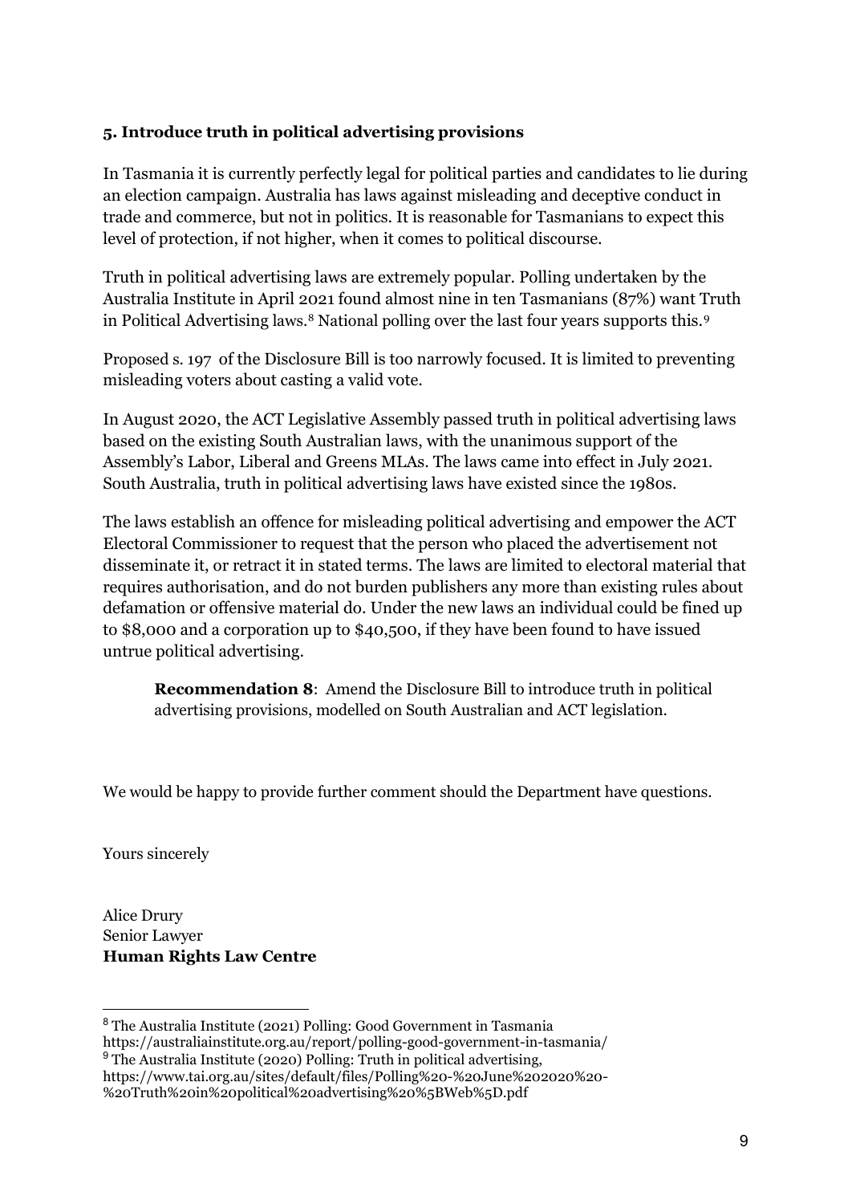### 5. Introduce truth in political advertising provisions

In Tasmania it is currently perfectly legal for political parties and candidates to lie during an election campaign. Australia has laws against misleading and deceptive conduct in trade and commerce, but not in politics. It is reasonable for Tasmanians to expect this level of protection, if not higher, when it comes to political discourse.

Truth in political advertising laws are extremely popular. Polling undertaken by the Australia Institute in April 2021 found almost nine in ten Tasmanians (87%) want Truth in Political Advertising laws.[8] National polling over the last four years supports this.[9]

Proposed s. 197 of the Disclosure Bill is too narrowly focused. It is limited to preventing misleading voters about casting a valid vote.

In August 2020, the ACT Legislative Assembly passed truth in political advertising laws based on the existing South Australian laws, with the unanimous support of the Assembly's Labor, Liberal and Greens MLAs. The laws came into effect in July 2021. South Australia, truth in political advertising laws have existed since the 1980s.

The laws establish an offence for misleading political advertising and empower the ACT Electoral Commissioner to request that the person who placed the advertisement not disseminate it, or retract it in stated terms. The laws are limited to electoral material that requires authorisation, and do not burden publishers any more than existing rules about defamation or offensive material do. Under the new laws an individual could be fined up to $8,000 and a corporation up to $40,500, if they have been found to have issued untrue political advertising.

> **Recommendation 8**: Amend the Disclosure Bill to introduce truth in political advertising provisions, modelled on South Australian and ACT legislation.

We would be happy to provide further comment should the Department have questions.

Yours sincerely

Alice Drury
Senior Lawyer
**Human Rights Law Centre**

---

[8] The Australia Institute (2021) Polling: Good Government in Tasmania https://australiainstitute.org.au/report/polling-good-government-in-tasmania/

[9] The Australia Institute (2020) Polling: Truth in political advertising, https://www.tai.org.au/sites/default/files/Polling%20-%20June%202020%20-%20Truth%20in%20political%20advertising%20%5BWeb%5D.pdf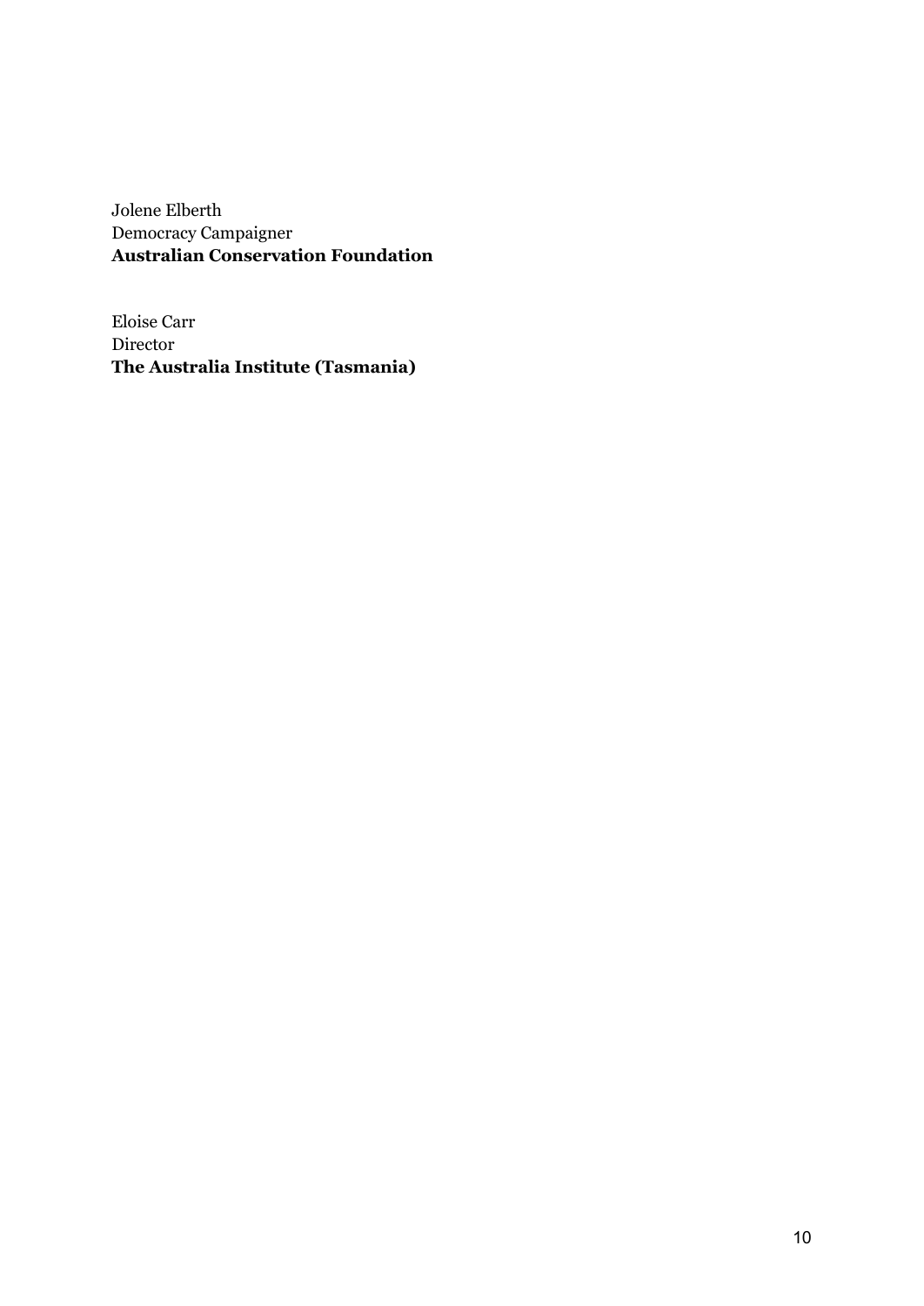Jolene Elberth
Democracy Campaigner
**Australian Conservation Foundation**

Eloise Carr
Director
**The Australia Institute (Tasmania)**